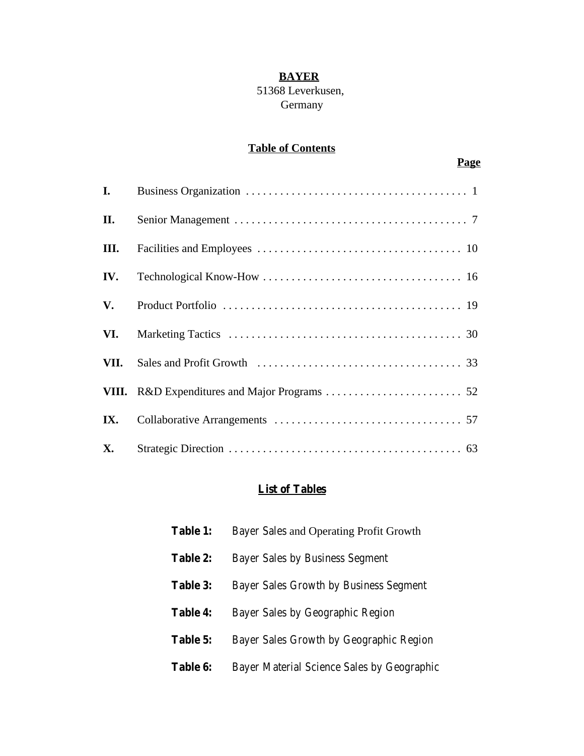# BAYER

51368 Leverkusen,
Germany

## Table of Contents

| | | Page |
|---|---|---|
| **I.** | Business Organization | 1 |
| **II.** | Senior Management | 7 |
| **III.** | Facilities and Employees | 10 |
| **IV.** | Technological Know-How | 16 |
| **V.** | Product Portfolio | 19 |
| **VI.** | Marketing Tactics | 30 |
| **VII.** | Sales and Profit Growth | 33 |
| **VIII.** | R&D Expenditures and Major Programs | 52 |
| **IX.** | Collaborative Arrangements | 57 |
| **X.** | Strategic Direction | 63 |

## List of Tables

**Table 1:** Bayer Sales and Operating Profit Growth

**Table 2:** Bayer Sales by Business Segment

**Table 3:** Bayer Sales Growth by Business Segment

**Table 4:** Bayer Sales by Geographic Region

**Table 5:** Bayer Sales Growth by Geographic Region

**Table 6:** Bayer Material Science Sales by Geographic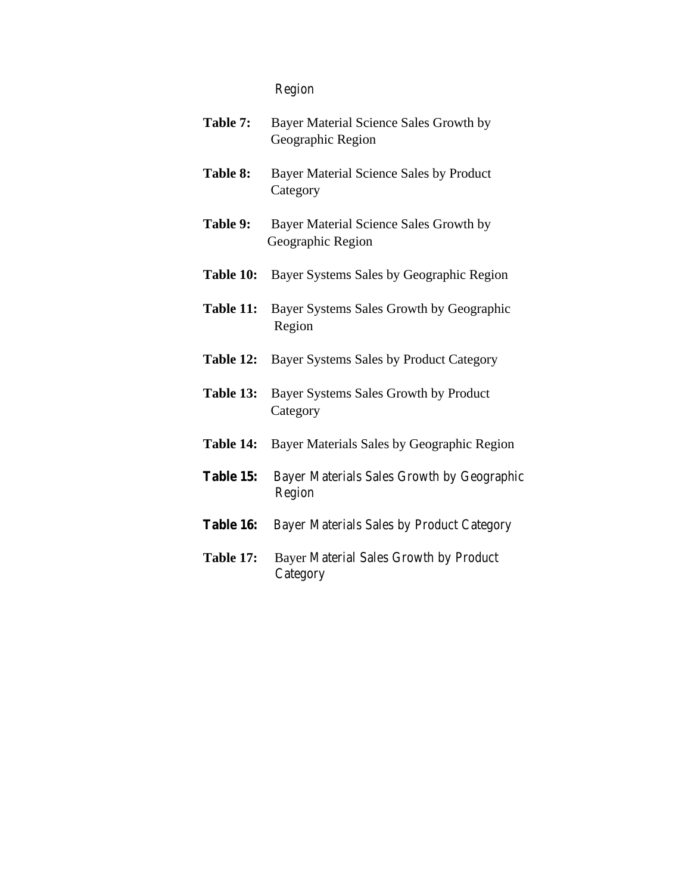Region

**Table 7:** Bayer Material Science Sales Growth by Geographic Region

**Table 8:** Bayer Material Science Sales by Product Category

**Table 9:** Bayer Material Science Sales Growth by Geographic Region

**Table 10:** Bayer Systems Sales by Geographic Region

**Table 11:** Bayer Systems Sales Growth by Geographic Region

**Table 12:** Bayer Systems Sales by Product Category

**Table 13:** Bayer Systems Sales Growth by Product Category

**Table 14:** Bayer Materials Sales by Geographic Region

**Table 15:** Bayer Materials Sales Growth by Geographic Region

**Table 16:** Bayer Materials Sales by Product Category

**Table 17:** Bayer Material Sales Growth by Product Category